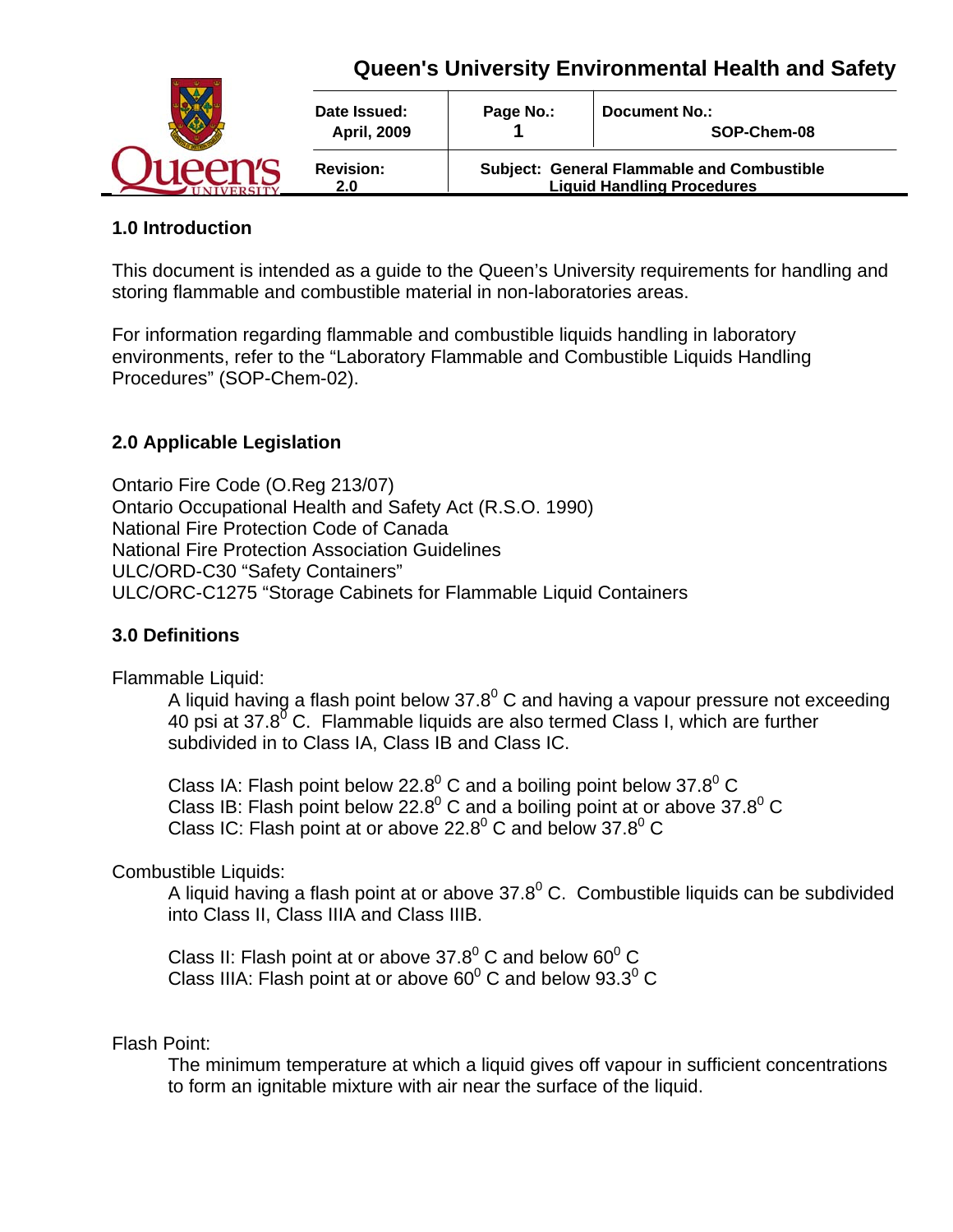# Queen's University Environmental Health and Safety

| Date Issued: April, 2009 | Page No.: 1 | Document No.: SOP-Chem-08 |
| --- | --- | --- |
| Revision: 2.0 | Subject: General Flammable and Combustible Liquid Handling Procedures | |

## 1.0 Introduction

This document is intended as a guide to the Queen's University requirements for handling and storing flammable and combustible material in non-laboratories areas.

For information regarding flammable and combustible liquids handling in laboratory environments, refer to the "Laboratory Flammable and Combustible Liquids Handling Procedures" (SOP-Chem-02).

## 2.0 Applicable Legislation

Ontario Fire Code (O.Reg 213/07)
Ontario Occupational Health and Safety Act (R.S.O. 1990)
National Fire Protection Code of Canada
National Fire Protection Association Guidelines
ULC/ORD-C30 "Safety Containers"
ULC/ORC-C1275 "Storage Cabinets for Flammable Liquid Containers

## 3.0 Definitions

Flammable Liquid:

A liquid having a flash point below 37.8$^0$ C and having a vapour pressure not exceeding 40 psi at 37.8$^0$ C. Flammable liquids are also termed Class I, which are further subdivided in to Class IA, Class IB and Class IC.

Class IA: Flash point below 22.8$^0$ C and a boiling point below 37.8$^0$ C
Class IB: Flash point below 22.8$^0$ C and a boiling point at or above 37.8$^0$ C
Class IC: Flash point at or above 22.8$^0$ C and below 37.8$^0$ C

Combustible Liquids:

A liquid having a flash point at or above 37.8$^0$ C. Combustible liquids can be subdivided into Class II, Class IIIA and Class IIIB.

Class II: Flash point at or above 37.8$^0$ C and below 60$^0$ C
Class IIIA: Flash point at or above 60$^0$ C and below 93.3$^0$ C

Flash Point:

The minimum temperature at which a liquid gives off vapour in sufficient concentrations to form an ignitable mixture with air near the surface of the liquid.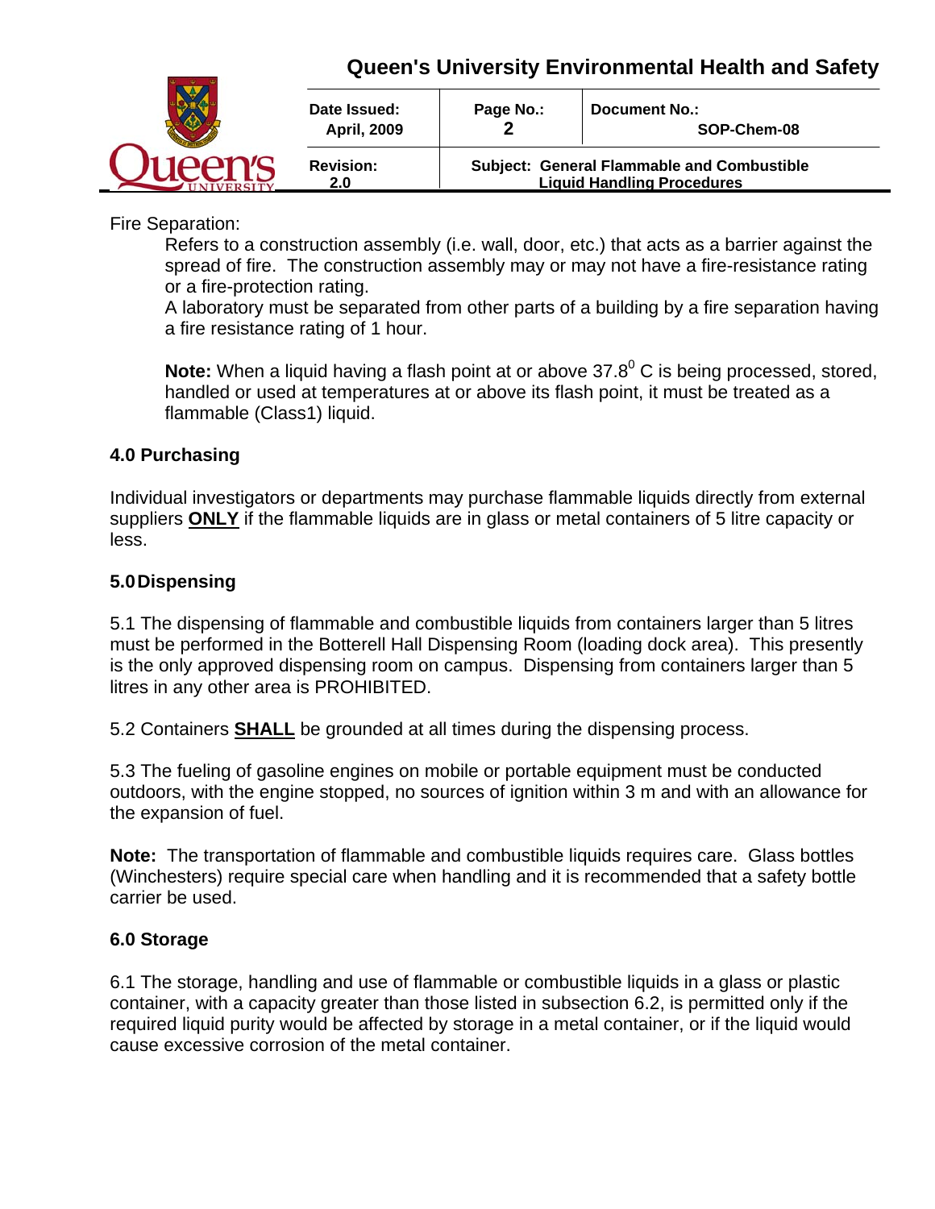Fire Separation:

Refers to a construction assembly (i.e. wall, door, etc.) that acts as a barrier against the spread of fire. The construction assembly may or may not have a fire-resistance rating or a fire-protection rating.

A laboratory must be separated from other parts of a building by a fire separation having a fire resistance rating of 1 hour.

**Note:** When a liquid having a flash point at or above $37.8^0$ C is being processed, stored, handled or used at temperatures at or above its flash point, it must be treated as a flammable (Class1) liquid.

## 4.0 Purchasing

Individual investigators or departments may purchase flammable liquids directly from external suppliers **ONLY** if the flammable liquids are in glass or metal containers of 5 litre capacity or less.

## 5.0 Dispensing

5.1 The dispensing of flammable and combustible liquids from containers larger than 5 litres must be performed in the Botterell Hall Dispensing Room (loading dock area). This presently is the only approved dispensing room on campus. Dispensing from containers larger than 5 litres in any other area is PROHIBITED.

5.2 Containers **SHALL** be grounded at all times during the dispensing process.

5.3 The fueling of gasoline engines on mobile or portable equipment must be conducted outdoors, with the engine stopped, no sources of ignition within 3 m and with an allowance for the expansion of fuel.

**Note:** The transportation of flammable and combustible liquids requires care. Glass bottles (Winchesters) require special care when handling and it is recommended that a safety bottle carrier be used.

## 6.0 Storage

6.1 The storage, handling and use of flammable or combustible liquids in a glass or plastic container, with a capacity greater than those listed in subsection 6.2, is permitted only if the required liquid purity would be affected by storage in a metal container, or if the liquid would cause excessive corrosion of the metal container.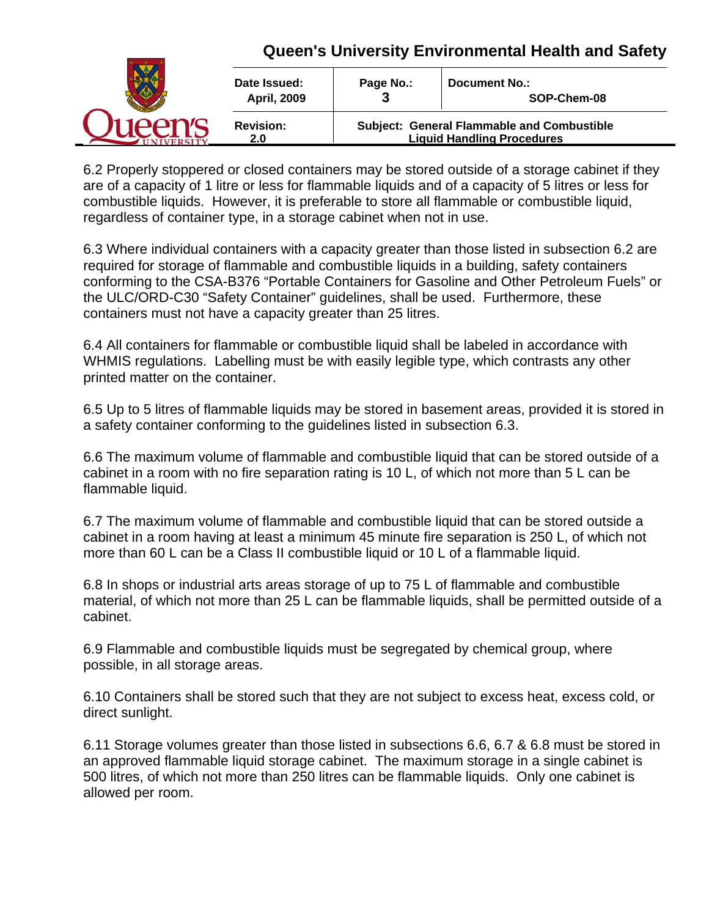6.2 Properly stoppered or closed containers may be stored outside of a storage cabinet if they are of a capacity of 1 litre or less for flammable liquids and of a capacity of 5 litres or less for combustible liquids. However, it is preferable to store all flammable or combustible liquid, regardless of container type, in a storage cabinet when not in use.

6.3 Where individual containers with a capacity greater than those listed in subsection 6.2 are required for storage of flammable and combustible liquids in a building, safety containers conforming to the CSA-B376 "Portable Containers for Gasoline and Other Petroleum Fuels" or the ULC/ORD-C30 "Safety Container" guidelines, shall be used. Furthermore, these containers must not have a capacity greater than 25 litres.

6.4 All containers for flammable or combustible liquid shall be labeled in accordance with WHMIS regulations. Labelling must be with easily legible type, which contrasts any other printed matter on the container.

6.5 Up to 5 litres of flammable liquids may be stored in basement areas, provided it is stored in a safety container conforming to the guidelines listed in subsection 6.3.

6.6 The maximum volume of flammable and combustible liquid that can be stored outside of a cabinet in a room with no fire separation rating is 10 L, of which not more than 5 L can be flammable liquid.

6.7 The maximum volume of flammable and combustible liquid that can be stored outside a cabinet in a room having at least a minimum 45 minute fire separation is 250 L, of which not more than 60 L can be a Class II combustible liquid or 10 L of a flammable liquid.

6.8 In shops or industrial arts areas storage of up to 75 L of flammable and combustible material, of which not more than 25 L can be flammable liquids, shall be permitted outside of a cabinet.

6.9 Flammable and combustible liquids must be segregated by chemical group, where possible, in all storage areas.

6.10 Containers shall be stored such that they are not subject to excess heat, excess cold, or direct sunlight.

6.11 Storage volumes greater than those listed in subsections 6.6, 6.7 & 6.8 must be stored in an approved flammable liquid storage cabinet. The maximum storage in a single cabinet is 500 litres, of which not more than 250 litres can be flammable liquids. Only one cabinet is allowed per room.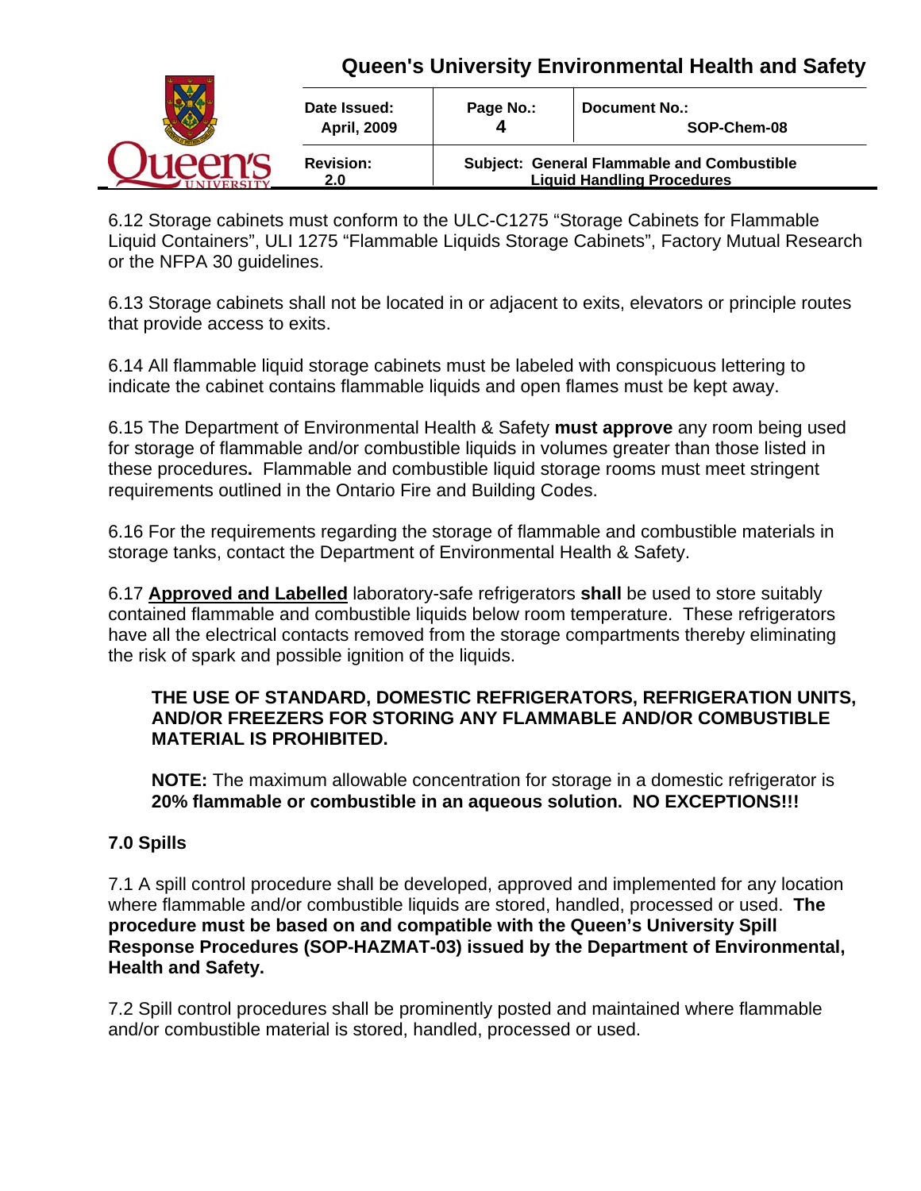6.12 Storage cabinets must conform to the ULC-C1275 “Storage Cabinets for Flammable Liquid Containers”, ULI 1275 “Flammable Liquids Storage Cabinets”, Factory Mutual Research or the NFPA 30 guidelines.

6.13 Storage cabinets shall not be located in or adjacent to exits, elevators or principle routes that provide access to exits.

6.14 All flammable liquid storage cabinets must be labeled with conspicuous lettering to indicate the cabinet contains flammable liquids and open flames must be kept away.

6.15 The Department of Environmental Health & Safety **must approve** any room being used for storage of flammable and/or combustible liquids in volumes greater than those listed in these procedures**.** Flammable and combustible liquid storage rooms must meet stringent requirements outlined in the Ontario Fire and Building Codes.

6.16 For the requirements regarding the storage of flammable and combustible materials in storage tanks, contact the Department of Environmental Health & Safety.

6.17 **Approved and Labelled** laboratory-safe refrigerators **shall** be used to store suitably contained flammable and combustible liquids below room temperature. These refrigerators have all the electrical contacts removed from the storage compartments thereby eliminating the risk of spark and possible ignition of the liquids.

> **THE USE OF STANDARD, DOMESTIC REFRIGERATORS, REFRIGERATION UNITS, AND/OR FREEZERS FOR STORING ANY FLAMMABLE AND/OR COMBUSTIBLE MATERIAL IS PROHIBITED.**
>
> **NOTE:** The maximum allowable concentration for storage in a domestic refrigerator is **20% flammable or combustible in an aqueous solution. NO EXCEPTIONS!!!**

## 7.0 Spills

7.1 A spill control procedure shall be developed, approved and implemented for any location where flammable and/or combustible liquids are stored, handled, processed or used. **The procedure must be based on and compatible with the Queen’s University Spill Response Procedures (SOP-HAZMAT-03) issued by the Department of Environmental, Health and Safety.**

7.2 Spill control procedures shall be prominently posted and maintained where flammable and/or combustible material is stored, handled, processed or used.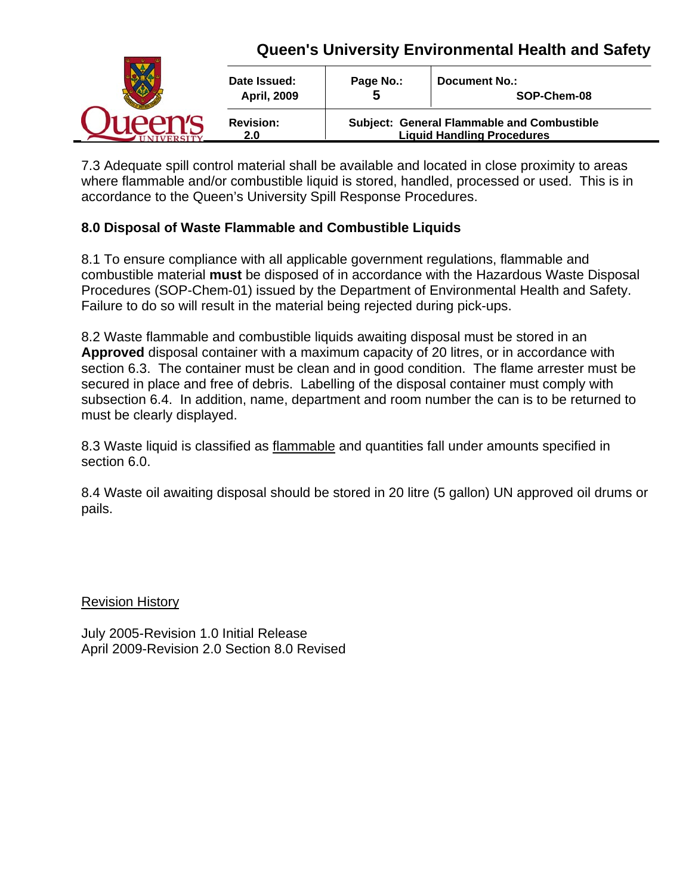7.3 Adequate spill control material shall be available and located in close proximity to areas where flammable and/or combustible liquid is stored, handled, processed or used. This is in accordance to the Queen's University Spill Response Procedures.

## 8.0 Disposal of Waste Flammable and Combustible Liquids

8.1 To ensure compliance with all applicable government regulations, flammable and combustible material **must** be disposed of in accordance with the Hazardous Waste Disposal Procedures (SOP-Chem-01) issued by the Department of Environmental Health and Safety. Failure to do so will result in the material being rejected during pick-ups.

8.2 Waste flammable and combustible liquids awaiting disposal must be stored in an **Approved** disposal container with a maximum capacity of 20 litres, or in accordance with section 6.3. The container must be clean and in good condition. The flame arrester must be secured in place and free of debris. Labelling of the disposal container must comply with subsection 6.4. In addition, name, department and room number the can is to be returned to must be clearly displayed.

8.3 Waste liquid is classified as <u>flammable</u> and quantities fall under amounts specified in section 6.0.

8.4 Waste oil awaiting disposal should be stored in 20 litre (5 gallon) UN approved oil drums or pails.

<u>Revision History</u>

July 2005-Revision 1.0 Initial Release
April 2009-Revision 2.0 Section 8.0 Revised